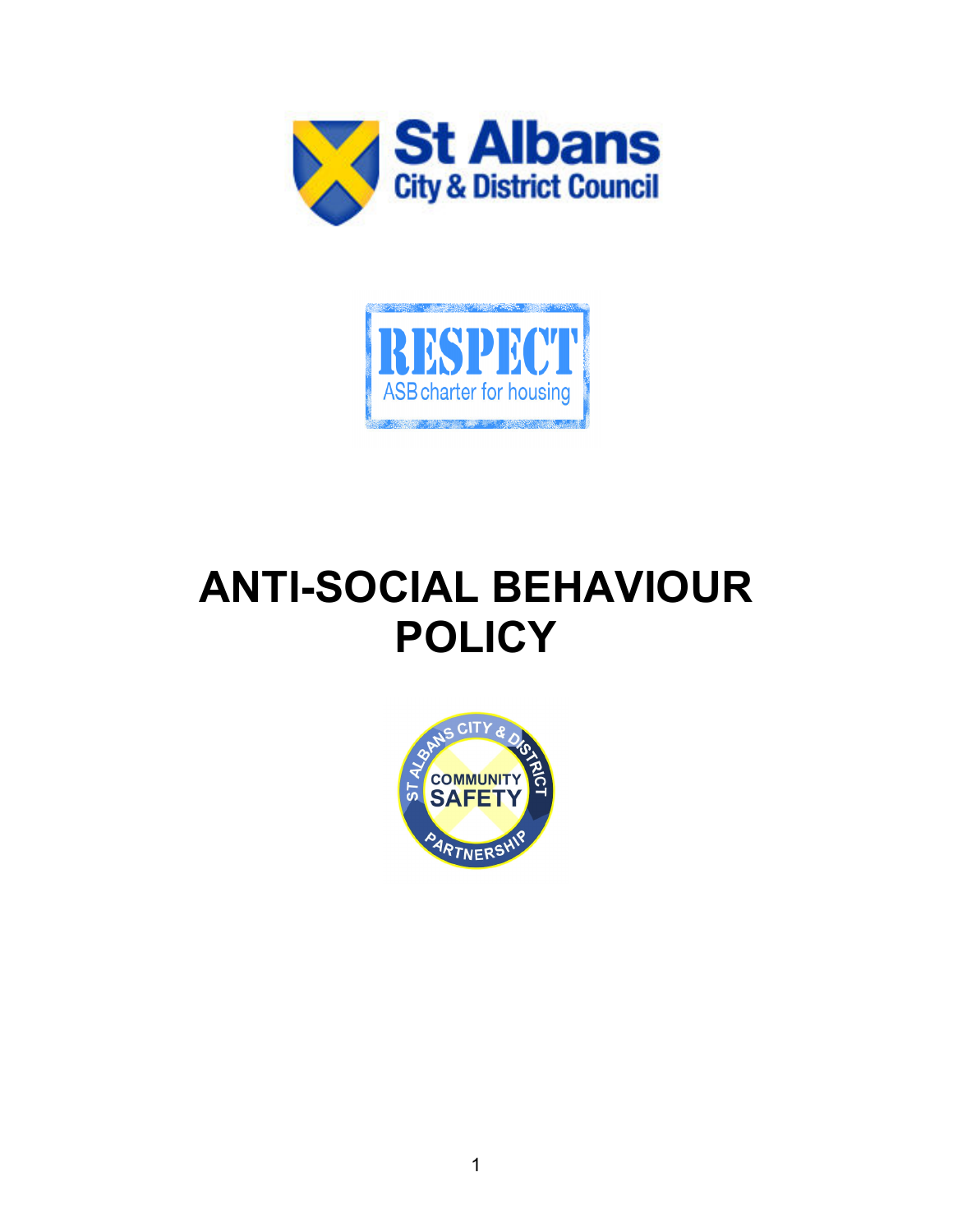St Albans City & District Council

RESPECT
ASB charter for housing

# ANTI-SOCIAL BEHAVIOUR POLICY

ST ALBANS CITY & DISTRICT COMMUNITY SAFETY PARTNERSHIP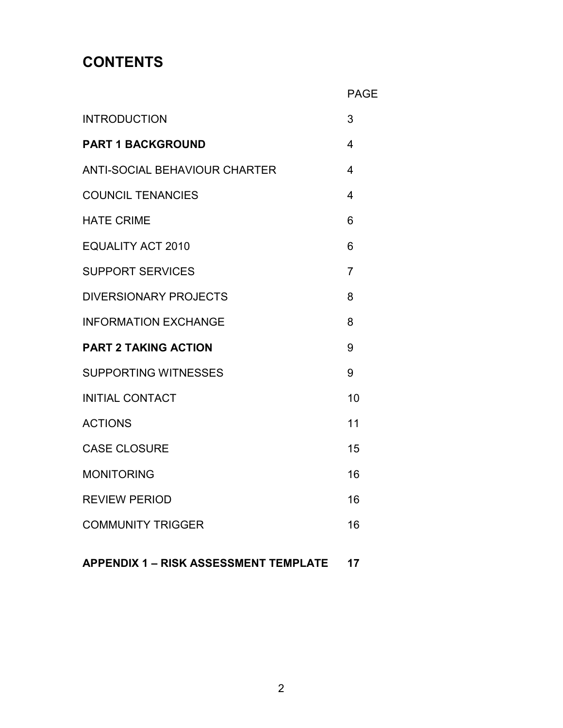# CONTENTS

| | PAGE |
|---|---|
| INTRODUCTION | 3 |
| **PART 1 BACKGROUND** | 4 |
| ANTI-SOCIAL BEHAVIOUR CHARTER | 4 |
| COUNCIL TENANCIES | 4 |
| HATE CRIME | 6 |
| EQUALITY ACT 2010 | 6 |
| SUPPORT SERVICES | 7 |
| DIVERSIONARY PROJECTS | 8 |
| INFORMATION EXCHANGE | 8 |
| **PART 2 TAKING ACTION** | 9 |
| SUPPORTING WITNESSES | 9 |
| INITIAL CONTACT | 10 |
| ACTIONS | 11 |
| CASE CLOSURE | 15 |
| MONITORING | 16 |
| REVIEW PERIOD | 16 |
| COMMUNITY TRIGGER | 16 |
| **APPENDIX 1 – RISK ASSESSMENT TEMPLATE** | **17** |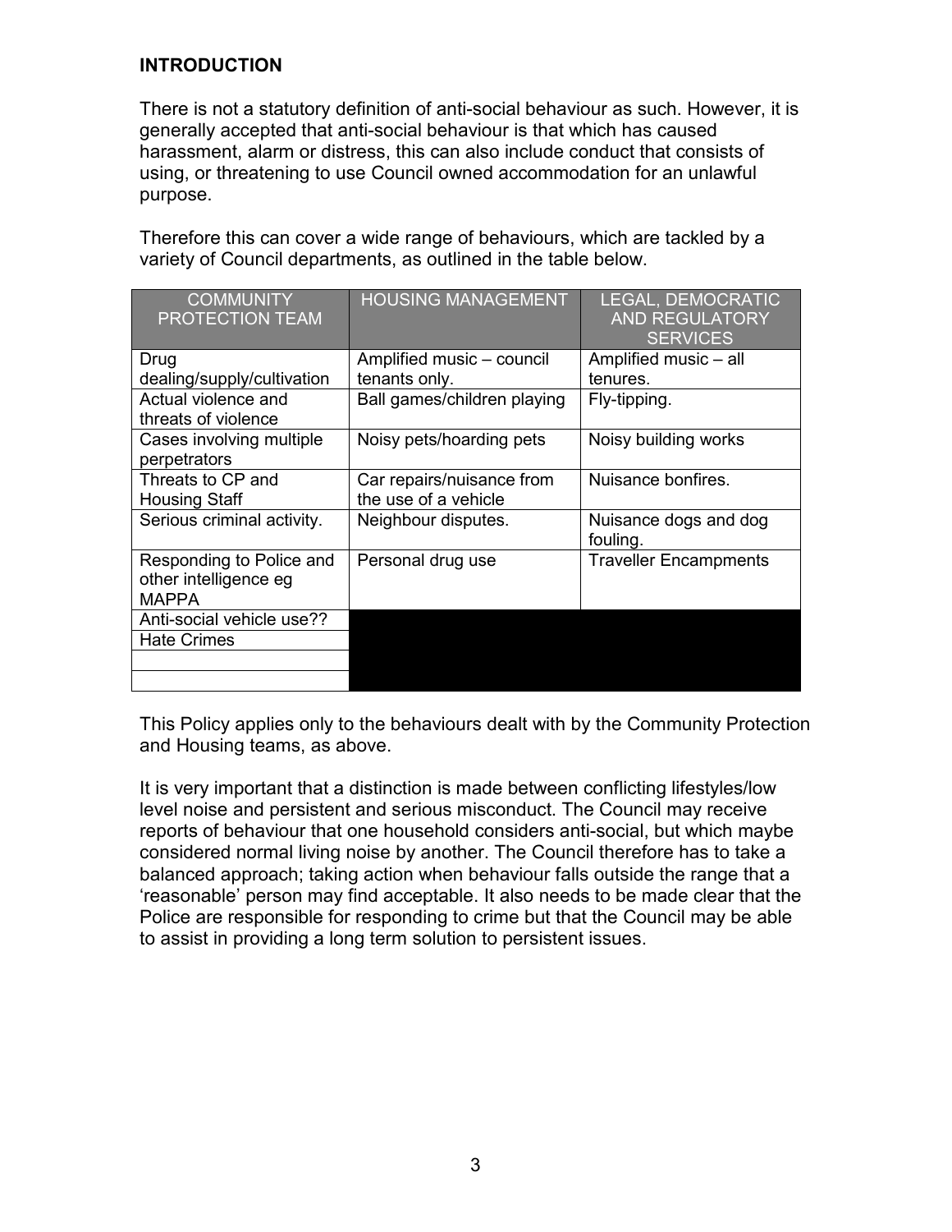**INTRODUCTION**

There is not a statutory definition of anti-social behaviour as such. However, it is generally accepted that anti-social behaviour is that which has caused harassment, alarm or distress, this can also include conduct that consists of using, or threatening to use Council owned accommodation for an unlawful purpose.

Therefore this can cover a wide range of behaviours, which are tackled by a variety of Council departments, as outlined in the table below.

| COMMUNITY PROTECTION TEAM | HOUSING MANAGEMENT | LEGAL, DEMOCRATIC AND REGULATORY SERVICES |
|---|---|---|
| Drug dealing/supply/cultivation | Amplified music – council tenants only. | Amplified music – all tenures. |
| Actual violence and threats of violence | Ball games/children playing | Fly-tipping. |
| Cases involving multiple perpetrators | Noisy pets/hoarding pets | Noisy building works |
| Threats to CP and Housing Staff | Car repairs/nuisance from the use of a vehicle | Nuisance bonfires. |
| Serious criminal activity. | Neighbour disputes. | Nuisance dogs and dog fouling. |
| Responding to Police and other intelligence eg MAPPA | Personal drug use | Traveller Encampments |
| Anti-social vehicle use?? | | |
| Hate Crimes | | |
| | | |
| | | |

This Policy applies only to the behaviours dealt with by the Community Protection and Housing teams, as above.

It is very important that a distinction is made between conflicting lifestyles/low level noise and persistent and serious misconduct. The Council may receive reports of behaviour that one household considers anti-social, but which maybe considered normal living noise by another. The Council therefore has to take a balanced approach; taking action when behaviour falls outside the range that a 'reasonable' person may find acceptable. It also needs to be made clear that the Police are responsible for responding to crime but that the Council may be able to assist in providing a long term solution to persistent issues.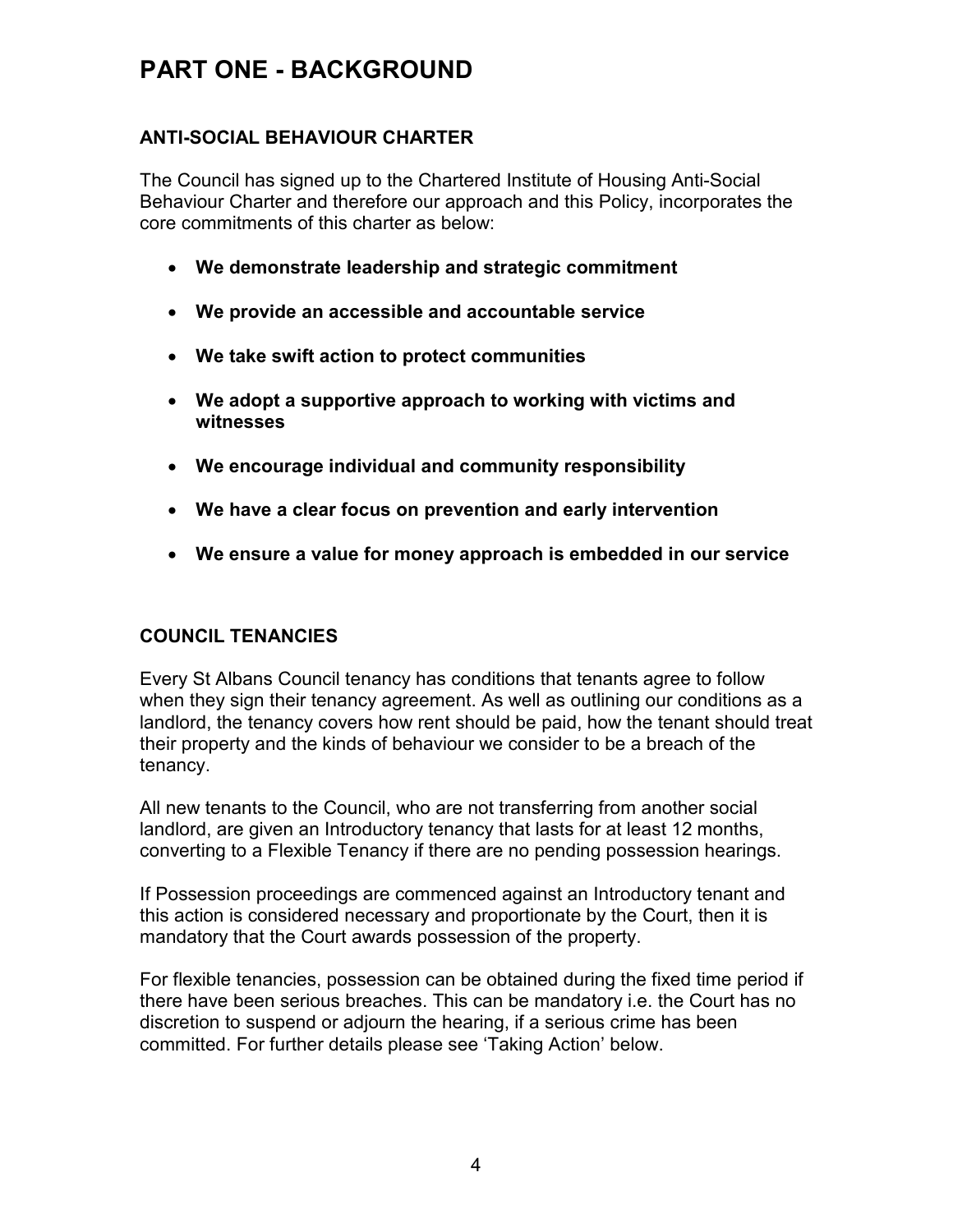# PART ONE - BACKGROUND

## ANTI-SOCIAL BEHAVIOUR CHARTER

The Council has signed up to the Chartered Institute of Housing Anti-Social Behaviour Charter and therefore our approach and this Policy, incorporates the core commitments of this charter as below:

- **We demonstrate leadership and strategic commitment**
- **We provide an accessible and accountable service**
- **We take swift action to protect communities**
- **We adopt a supportive approach to working with victims and witnesses**
- **We encourage individual and community responsibility**
- **We have a clear focus on prevention and early intervention**
- **We ensure a value for money approach is embedded in our service**

## COUNCIL TENANCIES

Every St Albans Council tenancy has conditions that tenants agree to follow when they sign their tenancy agreement. As well as outlining our conditions as a landlord, the tenancy covers how rent should be paid, how the tenant should treat their property and the kinds of behaviour we consider to be a breach of the tenancy.

All new tenants to the Council, who are not transferring from another social landlord, are given an Introductory tenancy that lasts for at least 12 months, converting to a Flexible Tenancy if there are no pending possession hearings.

If Possession proceedings are commenced against an Introductory tenant and this action is considered necessary and proportionate by the Court, then it is mandatory that the Court awards possession of the property.

For flexible tenancies, possession can be obtained during the fixed time period if there have been serious breaches. This can be mandatory i.e. the Court has no discretion to suspend or adjourn the hearing, if a serious crime has been committed. For further details please see 'Taking Action' below.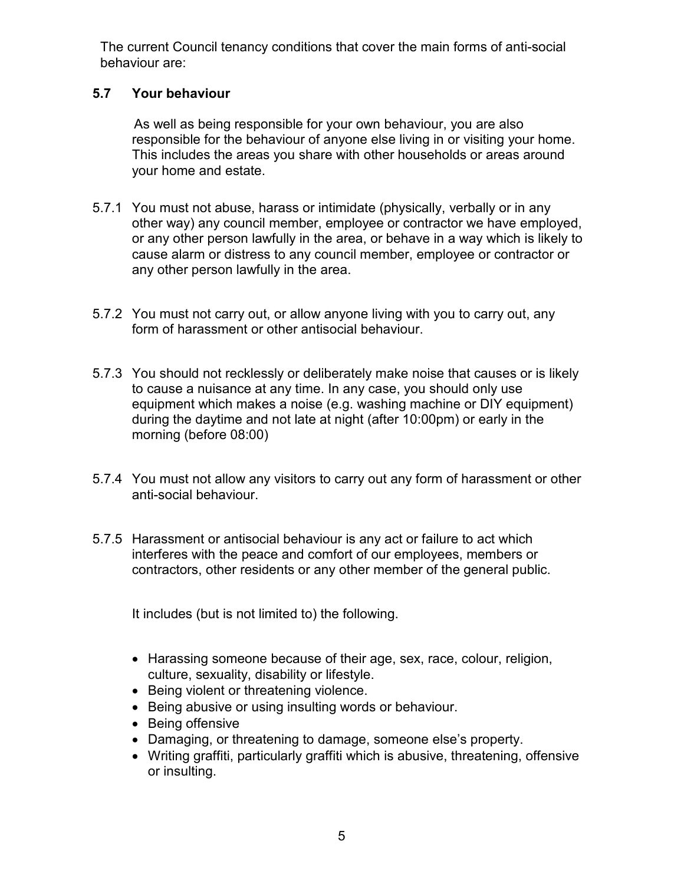The current Council tenancy conditions that cover the main forms of anti-social behaviour are:

### 5.7 Your behaviour

As well as being responsible for your own behaviour, you are also responsible for the behaviour of anyone else living in or visiting your home. This includes the areas you share with other households or areas around your home and estate.

5.7.1 You must not abuse, harass or intimidate (physically, verbally or in any other way) any council member, employee or contractor we have employed, or any other person lawfully in the area, or behave in a way which is likely to cause alarm or distress to any council member, employee or contractor or any other person lawfully in the area.

5.7.2 You must not carry out, or allow anyone living with you to carry out, any form of harassment or other antisocial behaviour.

5.7.3 You should not recklessly or deliberately make noise that causes or is likely to cause a nuisance at any time. In any case, you should only use equipment which makes a noise (e.g. washing machine or DIY equipment) during the daytime and not late at night (after 10:00pm) or early in the morning (before 08:00)

5.7.4 You must not allow any visitors to carry out any form of harassment or other anti-social behaviour.

5.7.5 Harassment or antisocial behaviour is any act or failure to act which interferes with the peace and comfort of our employees, members or contractors, other residents or any other member of the general public.

It includes (but is not limited to) the following.

- Harassing someone because of their age, sex, race, colour, religion, culture, sexuality, disability or lifestyle.
- Being violent or threatening violence.
- Being abusive or using insulting words or behaviour.
- Being offensive
- Damaging, or threatening to damage, someone else's property.
- Writing graffiti, particularly graffiti which is abusive, threatening, offensive or insulting.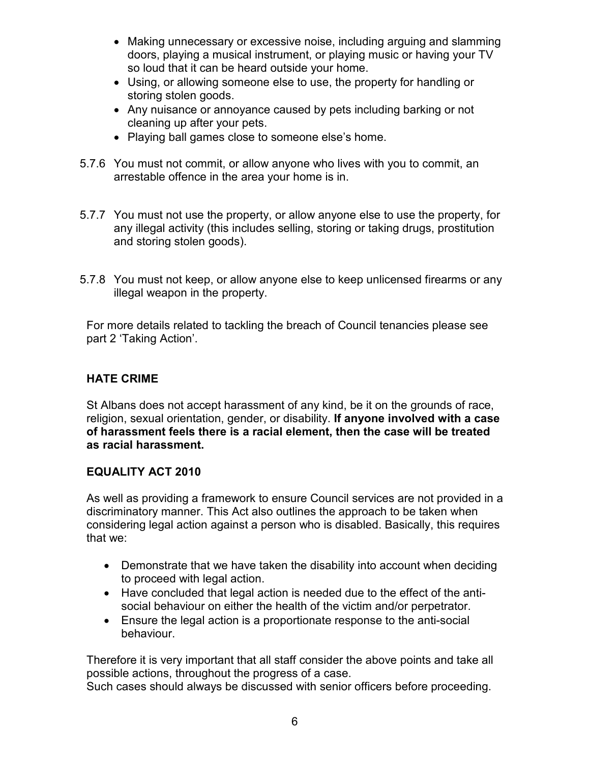- Making unnecessary or excessive noise, including arguing and slamming doors, playing a musical instrument, or playing music or having your TV so loud that it can be heard outside your home.
- Using, or allowing someone else to use, the property for handling or storing stolen goods.
- Any nuisance or annoyance caused by pets including barking or not cleaning up after your pets.
- Playing ball games close to someone else's home.

5.7.6 You must not commit, or allow anyone who lives with you to commit, an arrestable offence in the area your home is in.

5.7.7 You must not use the property, or allow anyone else to use the property, for any illegal activity (this includes selling, storing or taking drugs, prostitution and storing stolen goods).

5.7.8 You must not keep, or allow anyone else to keep unlicensed firearms or any illegal weapon in the property.

For more details related to tackling the breach of Council tenancies please see part 2 'Taking Action'.

## HATE CRIME

St Albans does not accept harassment of any kind, be it on the grounds of race, religion, sexual orientation, gender, or disability. **If anyone involved with a case of harassment feels there is a racial element, then the case will be treated as racial harassment.**

## EQUALITY ACT 2010

As well as providing a framework to ensure Council services are not provided in a discriminatory manner. This Act also outlines the approach to be taken when considering legal action against a person who is disabled. Basically, this requires that we:

- Demonstrate that we have taken the disability into account when deciding to proceed with legal action.
- Have concluded that legal action is needed due to the effect of the anti-social behaviour on either the health of the victim and/or perpetrator.
- Ensure the legal action is a proportionate response to the anti-social behaviour.

Therefore it is very important that all staff consider the above points and take all possible actions, throughout the progress of a case.
Such cases should always be discussed with senior officers before proceeding.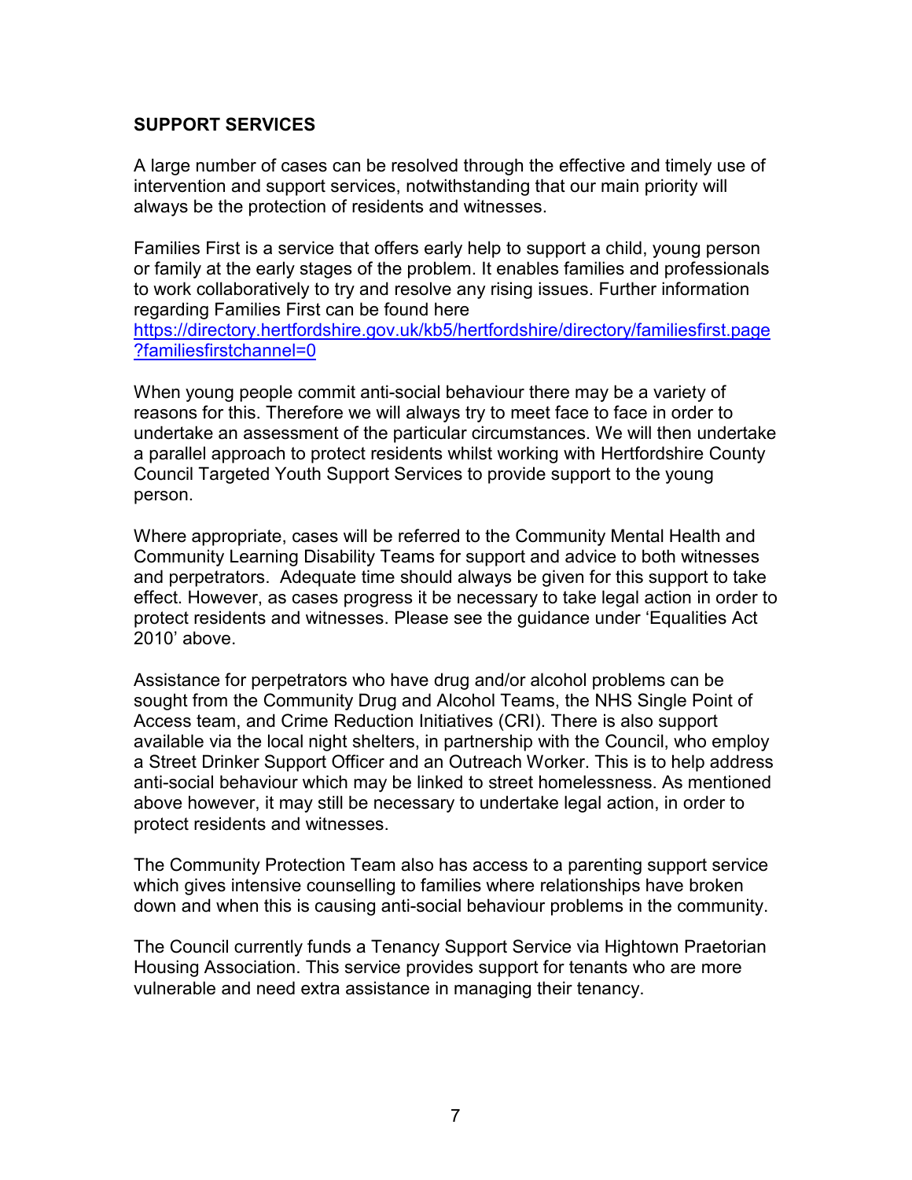## SUPPORT SERVICES

A large number of cases can be resolved through the effective and timely use of intervention and support services, notwithstanding that our main priority will always be the protection of residents and witnesses.

Families First is a service that offers early help to support a child, young person or family at the early stages of the problem. It enables families and professionals to work collaboratively to try and resolve any rising issues. Further information regarding Families First can be found here https://directory.hertfordshire.gov.uk/kb5/hertfordshire/directory/familiesfirst.page?familiesfirstchannel=0

When young people commit anti-social behaviour there may be a variety of reasons for this. Therefore we will always try to meet face to face in order to undertake an assessment of the particular circumstances. We will then undertake a parallel approach to protect residents whilst working with Hertfordshire County Council Targeted Youth Support Services to provide support to the young person.

Where appropriate, cases will be referred to the Community Mental Health and Community Learning Disability Teams for support and advice to both witnesses and perpetrators. Adequate time should always be given for this support to take effect. However, as cases progress it be necessary to take legal action in order to protect residents and witnesses. Please see the guidance under 'Equalities Act 2010' above.

Assistance for perpetrators who have drug and/or alcohol problems can be sought from the Community Drug and Alcohol Teams, the NHS Single Point of Access team, and Crime Reduction Initiatives (CRI). There is also support available via the local night shelters, in partnership with the Council, who employ a Street Drinker Support Officer and an Outreach Worker. This is to help address anti-social behaviour which may be linked to street homelessness. As mentioned above however, it may still be necessary to undertake legal action, in order to protect residents and witnesses.

The Community Protection Team also has access to a parenting support service which gives intensive counselling to families where relationships have broken down and when this is causing anti-social behaviour problems in the community.

The Council currently funds a Tenancy Support Service via Hightown Praetorian Housing Association. This service provides support for tenants who are more vulnerable and need extra assistance in managing their tenancy.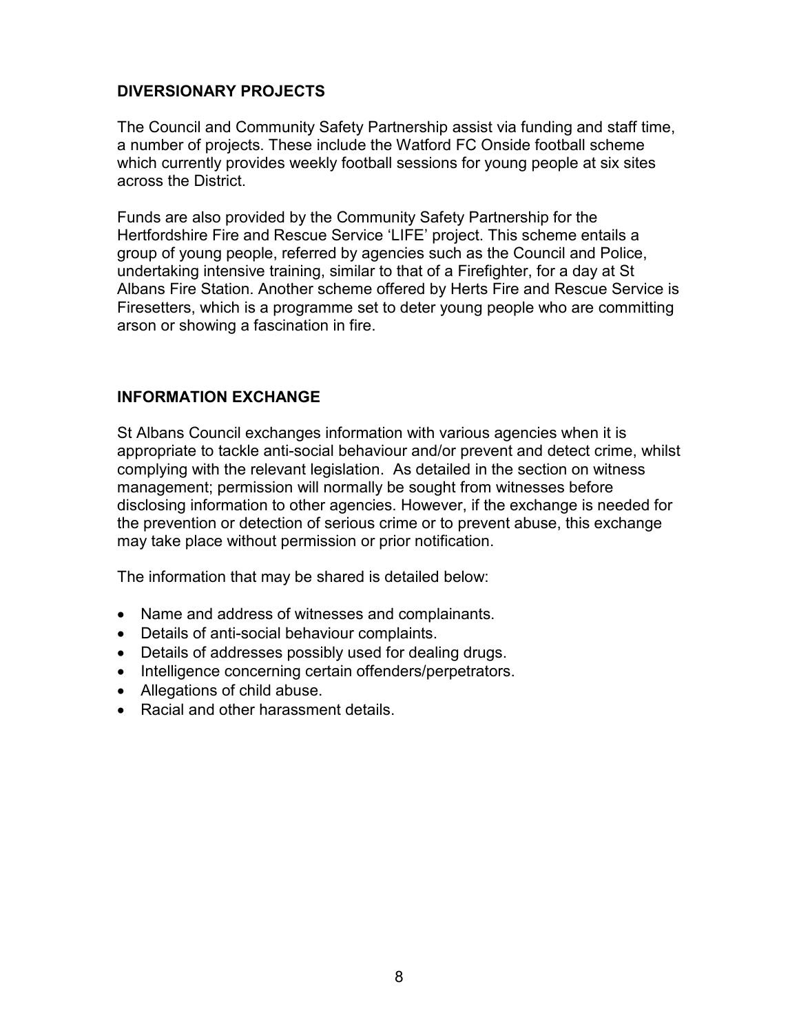## DIVERSIONARY PROJECTS

The Council and Community Safety Partnership assist via funding and staff time, a number of projects. These include the Watford FC Onside football scheme which currently provides weekly football sessions for young people at six sites across the District.

Funds are also provided by the Community Safety Partnership for the Hertfordshire Fire and Rescue Service 'LIFE' project. This scheme entails a group of young people, referred by agencies such as the Council and Police, undertaking intensive training, similar to that of a Firefighter, for a day at St Albans Fire Station. Another scheme offered by Herts Fire and Rescue Service is Firesetters, which is a programme set to deter young people who are committing arson or showing a fascination in fire.

## INFORMATION EXCHANGE

St Albans Council exchanges information with various agencies when it is appropriate to tackle anti-social behaviour and/or prevent and detect crime, whilst complying with the relevant legislation. As detailed in the section on witness management; permission will normally be sought from witnesses before disclosing information to other agencies. However, if the exchange is needed for the prevention or detection of serious crime or to prevent abuse, this exchange may take place without permission or prior notification.

The information that may be shared is detailed below:

- Name and address of witnesses and complainants.
- Details of anti-social behaviour complaints.
- Details of addresses possibly used for dealing drugs.
- Intelligence concerning certain offenders/perpetrators.
- Allegations of child abuse.
- Racial and other harassment details.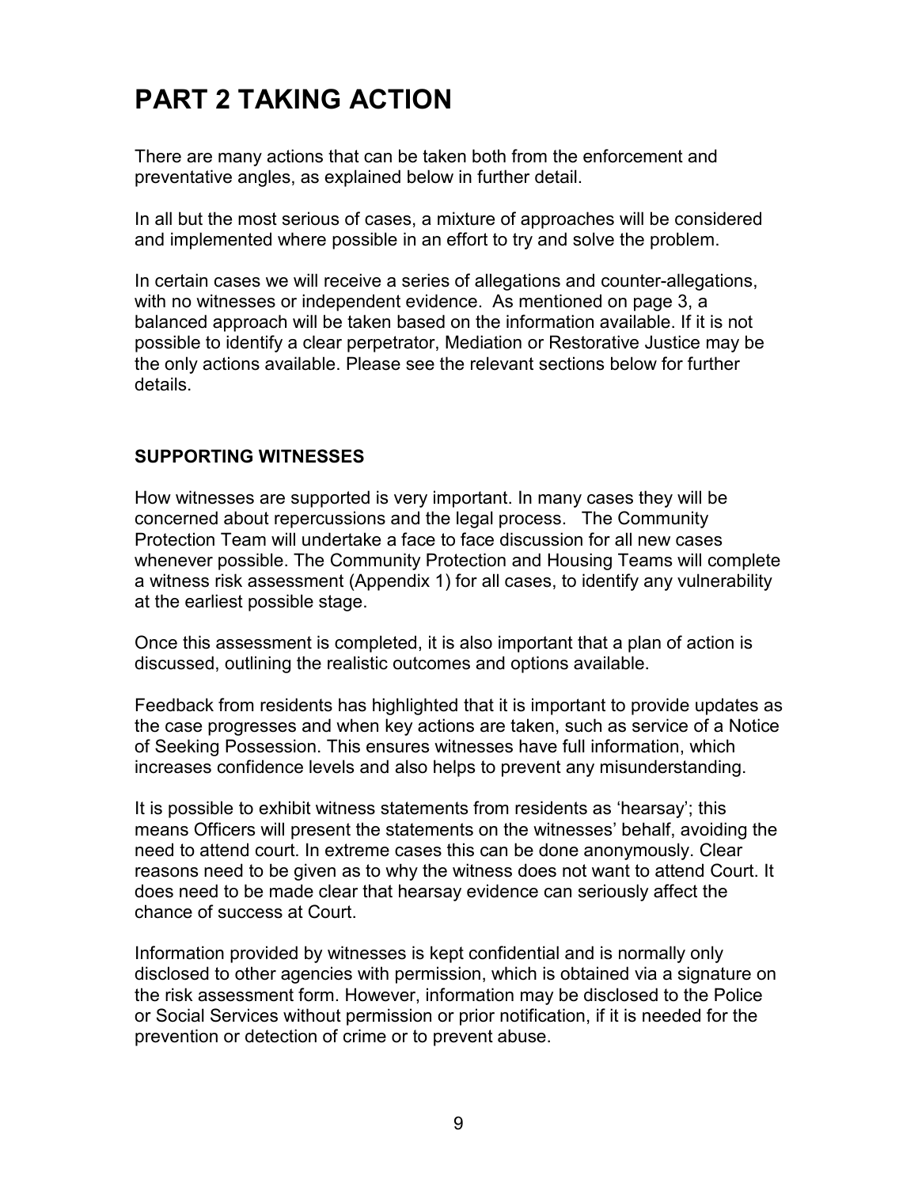# PART 2 TAKING ACTION

There are many actions that can be taken both from the enforcement and preventative angles, as explained below in further detail.

In all but the most serious of cases, a mixture of approaches will be considered and implemented where possible in an effort to try and solve the problem.

In certain cases we will receive a series of allegations and counter-allegations, with no witnesses or independent evidence. As mentioned on page 3, a balanced approach will be taken based on the information available. If it is not possible to identify a clear perpetrator, Mediation or Restorative Justice may be the only actions available. Please see the relevant sections below for further details.

### SUPPORTING WITNESSES

How witnesses are supported is very important. In many cases they will be concerned about repercussions and the legal process. The Community Protection Team will undertake a face to face discussion for all new cases whenever possible. The Community Protection and Housing Teams will complete a witness risk assessment (Appendix 1) for all cases, to identify any vulnerability at the earliest possible stage.

Once this assessment is completed, it is also important that a plan of action is discussed, outlining the realistic outcomes and options available.

Feedback from residents has highlighted that it is important to provide updates as the case progresses and when key actions are taken, such as service of a Notice of Seeking Possession. This ensures witnesses have full information, which increases confidence levels and also helps to prevent any misunderstanding.

It is possible to exhibit witness statements from residents as 'hearsay'; this means Officers will present the statements on the witnesses' behalf, avoiding the need to attend court. In extreme cases this can be done anonymously. Clear reasons need to be given as to why the witness does not want to attend Court. It does need to be made clear that hearsay evidence can seriously affect the chance of success at Court.

Information provided by witnesses is kept confidential and is normally only disclosed to other agencies with permission, which is obtained via a signature on the risk assessment form. However, information may be disclosed to the Police or Social Services without permission or prior notification, if it is needed for the prevention or detection of crime or to prevent abuse.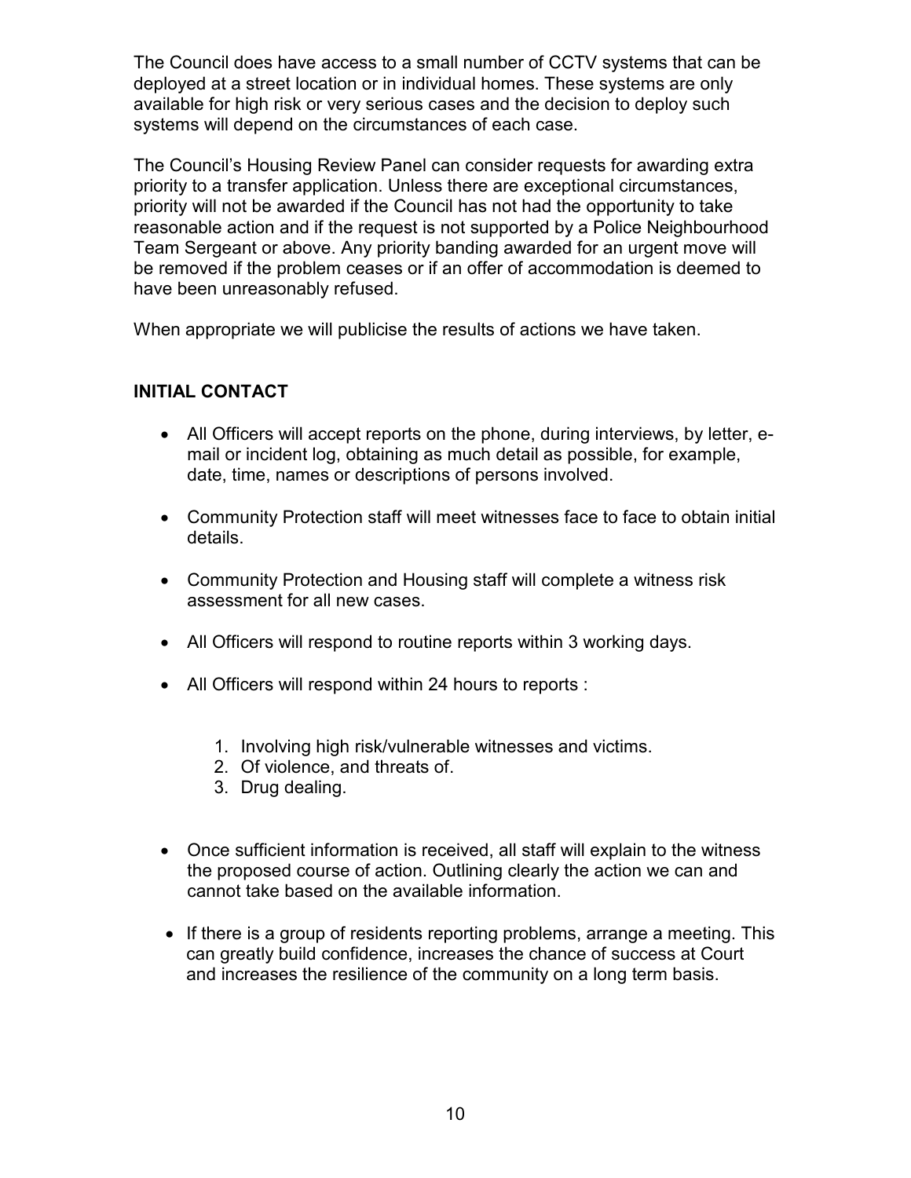The Council does have access to a small number of CCTV systems that can be deployed at a street location or in individual homes. These systems are only available for high risk or very serious cases and the decision to deploy such systems will depend on the circumstances of each case.

The Council's Housing Review Panel can consider requests for awarding extra priority to a transfer application. Unless there are exceptional circumstances, priority will not be awarded if the Council has not had the opportunity to take reasonable action and if the request is not supported by a Police Neighbourhood Team Sergeant or above. Any priority banding awarded for an urgent move will be removed if the problem ceases or if an offer of accommodation is deemed to have been unreasonably refused.

When appropriate we will publicise the results of actions we have taken.

## INITIAL CONTACT

- All Officers will accept reports on the phone, during interviews, by letter, e-mail or incident log, obtaining as much detail as possible, for example, date, time, names or descriptions of persons involved.
- Community Protection staff will meet witnesses face to face to obtain initial details.
- Community Protection and Housing staff will complete a witness risk assessment for all new cases.
- All Officers will respond to routine reports within 3 working days.
- All Officers will respond within 24 hours to reports :

    1. Involving high risk/vulnerable witnesses and victims.
    2. Of violence, and threats of.
    3. Drug dealing.

- Once sufficient information is received, all staff will explain to the witness the proposed course of action. Outlining clearly the action we can and cannot take based on the available information.
- If there is a group of residents reporting problems, arrange a meeting. This can greatly build confidence, increases the chance of success at Court and increases the resilience of the community on a long term basis.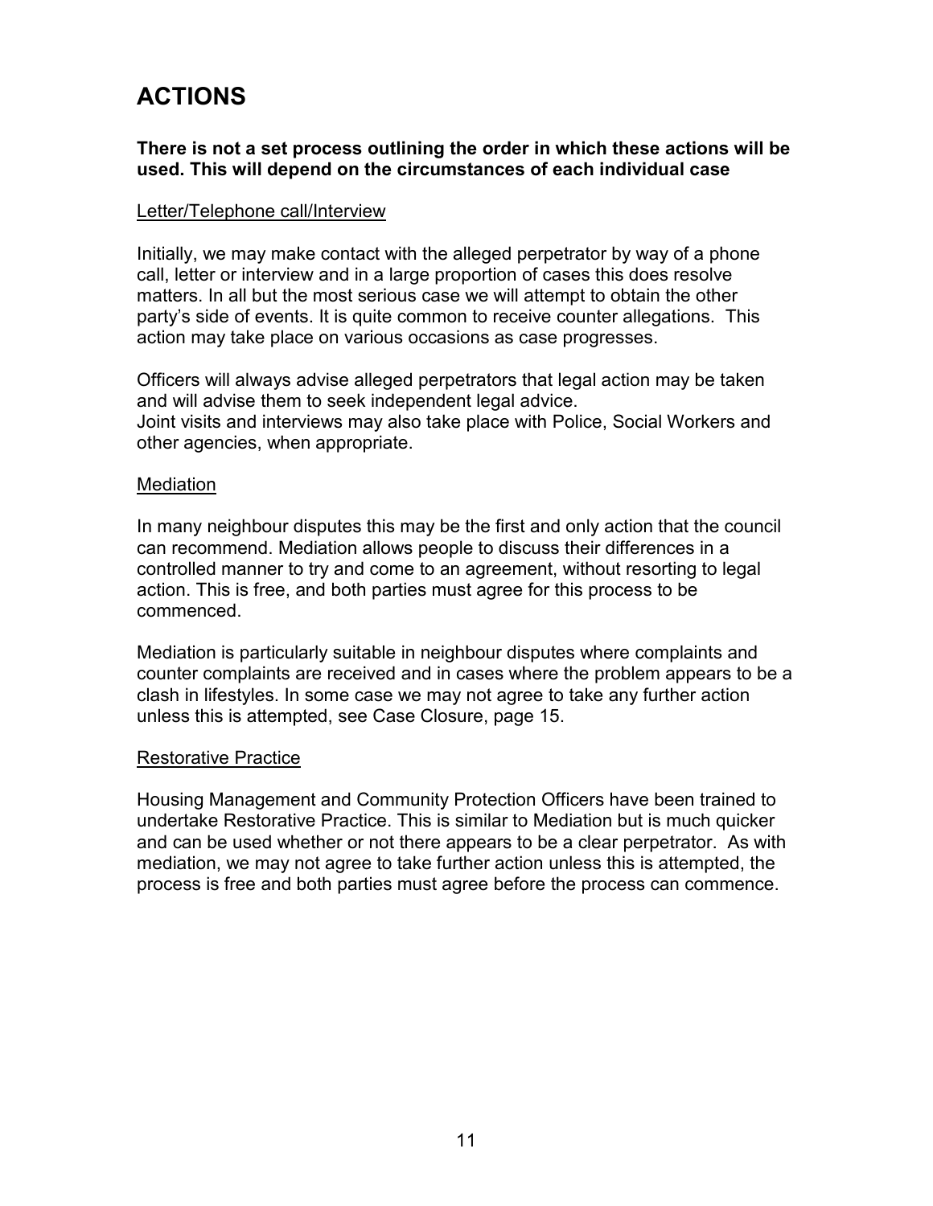# ACTIONS

**There is not a set process outlining the order in which these actions will be used. This will depend on the circumstances of each individual case**

Letter/Telephone call/Interview

Initially, we may make contact with the alleged perpetrator by way of a phone call, letter or interview and in a large proportion of cases this does resolve matters. In all but the most serious case we will attempt to obtain the other party's side of events. It is quite common to receive counter allegations. This action may take place on various occasions as case progresses.

Officers will always advise alleged perpetrators that legal action may be taken and will advise them to seek independent legal advice.
Joint visits and interviews may also take place with Police, Social Workers and other agencies, when appropriate.

Mediation

In many neighbour disputes this may be the first and only action that the council can recommend. Mediation allows people to discuss their differences in a controlled manner to try and come to an agreement, without resorting to legal action. This is free, and both parties must agree for this process to be commenced.

Mediation is particularly suitable in neighbour disputes where complaints and counter complaints are received and in cases where the problem appears to be a clash in lifestyles. In some case we may not agree to take any further action unless this is attempted, see Case Closure, page 15.

Restorative Practice

Housing Management and Community Protection Officers have been trained to undertake Restorative Practice. This is similar to Mediation but is much quicker and can be used whether or not there appears to be a clear perpetrator. As with mediation, we may not agree to take further action unless this is attempted, the process is free and both parties must agree before the process can commence.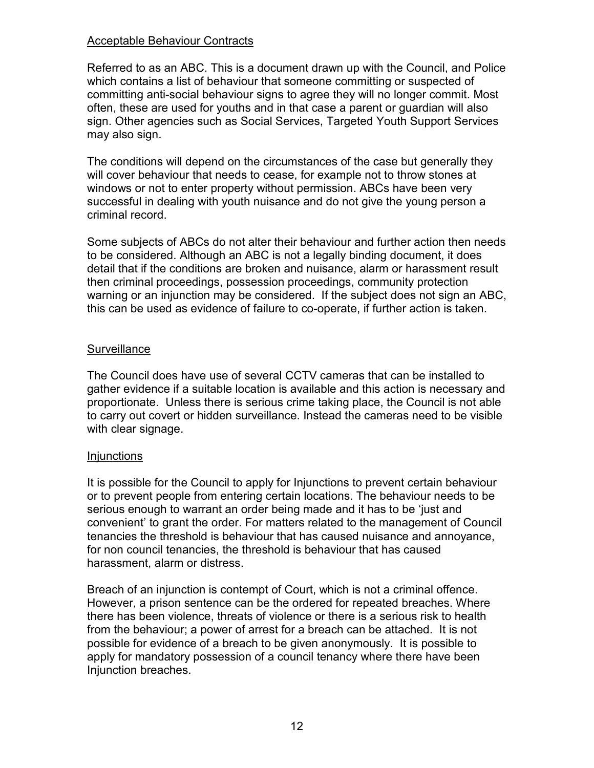## Acceptable Behaviour Contracts

Referred to as an ABC. This is a document drawn up with the Council, and Police which contains a list of behaviour that someone committing or suspected of committing anti-social behaviour signs to agree they will no longer commit. Most often, these are used for youths and in that case a parent or guardian will also sign. Other agencies such as Social Services, Targeted Youth Support Services may also sign.

The conditions will depend on the circumstances of the case but generally they will cover behaviour that needs to cease, for example not to throw stones at windows or not to enter property without permission. ABCs have been very successful in dealing with youth nuisance and do not give the young person a criminal record.

Some subjects of ABCs do not alter their behaviour and further action then needs to be considered. Although an ABC is not a legally binding document, it does detail that if the conditions are broken and nuisance, alarm or harassment result then criminal proceedings, possession proceedings, community protection warning or an injunction may be considered. If the subject does not sign an ABC, this can be used as evidence of failure to co-operate, if further action is taken.

## Surveillance

The Council does have use of several CCTV cameras that can be installed to gather evidence if a suitable location is available and this action is necessary and proportionate. Unless there is serious crime taking place, the Council is not able to carry out covert or hidden surveillance. Instead the cameras need to be visible with clear signage.

## Injunctions

It is possible for the Council to apply for Injunctions to prevent certain behaviour or to prevent people from entering certain locations. The behaviour needs to be serious enough to warrant an order being made and it has to be 'just and convenient' to grant the order. For matters related to the management of Council tenancies the threshold is behaviour that has caused nuisance and annoyance, for non council tenancies, the threshold is behaviour that has caused harassment, alarm or distress.

Breach of an injunction is contempt of Court, which is not a criminal offence. However, a prison sentence can be the ordered for repeated breaches. Where there has been violence, threats of violence or there is a serious risk to health from the behaviour; a power of arrest for a breach can be attached. It is not possible for evidence of a breach to be given anonymously. It is possible to apply for mandatory possession of a council tenancy where there have been Injunction breaches.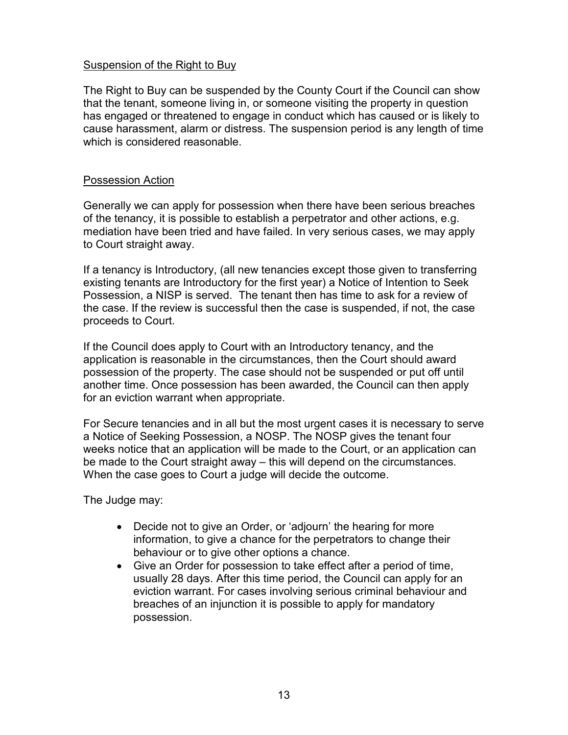## Suspension of the Right to Buy

The Right to Buy can be suspended by the County Court if the Council can show that the tenant, someone living in, or someone visiting the property in question has engaged or threatened to engage in conduct which has caused or is likely to cause harassment, alarm or distress. The suspension period is any length of time which is considered reasonable.

## Possession Action

Generally we can apply for possession when there have been serious breaches of the tenancy, it is possible to establish a perpetrator and other actions, e.g. mediation have been tried and have failed. In very serious cases, we may apply to Court straight away.

If a tenancy is Introductory, (all new tenancies except those given to transferring existing tenants are Introductory for the first year) a Notice of Intention to Seek Possession, a NISP is served. The tenant then has time to ask for a review of the case. If the review is successful then the case is suspended, if not, the case proceeds to Court.

If the Council does apply to Court with an Introductory tenancy, and the application is reasonable in the circumstances, then the Court should award possession of the property. The case should not be suspended or put off until another time. Once possession has been awarded, the Council can then apply for an eviction warrant when appropriate.

For Secure tenancies and in all but the most urgent cases it is necessary to serve a Notice of Seeking Possession, a NOSP. The NOSP gives the tenant four weeks notice that an application will be made to the Court, or an application can be made to the Court straight away – this will depend on the circumstances. When the case goes to Court a judge will decide the outcome.

The Judge may:

- Decide not to give an Order, or 'adjourn' the hearing for more information, to give a chance for the perpetrators to change their behaviour or to give other options a chance.
- Give an Order for possession to take effect after a period of time, usually 28 days. After this time period, the Council can apply for an eviction warrant. For cases involving serious criminal behaviour and breaches of an injunction it is possible to apply for mandatory possession.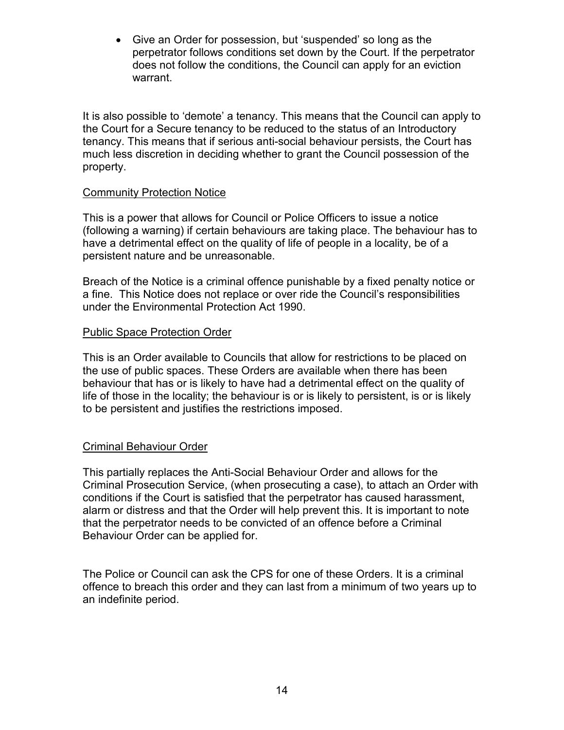- Give an Order for possession, but 'suspended' so long as the perpetrator follows conditions set down by the Court. If the perpetrator does not follow the conditions, the Council can apply for an eviction warrant.

It is also possible to 'demote' a tenancy. This means that the Council can apply to the Court for a Secure tenancy to be reduced to the status of an Introductory tenancy. This means that if serious anti-social behaviour persists, the Court has much less discretion in deciding whether to grant the Council possession of the property.

<u>Community Protection Notice</u>

This is a power that allows for Council or Police Officers to issue a notice (following a warning) if certain behaviours are taking place. The behaviour has to have a detrimental effect on the quality of life of people in a locality, be of a persistent nature and be unreasonable.

Breach of the Notice is a criminal offence punishable by a fixed penalty notice or a fine. This Notice does not replace or over ride the Council's responsibilities under the Environmental Protection Act 1990.

<u>Public Space Protection Order</u>

This is an Order available to Councils that allow for restrictions to be placed on the use of public spaces. These Orders are available when there has been behaviour that has or is likely to have had a detrimental effect on the quality of life of those in the locality; the behaviour is or is likely to persistent, is or is likely to be persistent and justifies the restrictions imposed.

<u>Criminal Behaviour Order</u>

This partially replaces the Anti-Social Behaviour Order and allows for the Criminal Prosecution Service, (when prosecuting a case), to attach an Order with conditions if the Court is satisfied that the perpetrator has caused harassment, alarm or distress and that the Order will help prevent this. It is important to note that the perpetrator needs to be convicted of an offence before a Criminal Behaviour Order can be applied for.

The Police or Council can ask the CPS for one of these Orders. It is a criminal offence to breach this order and they can last from a minimum of two years up to an indefinite period.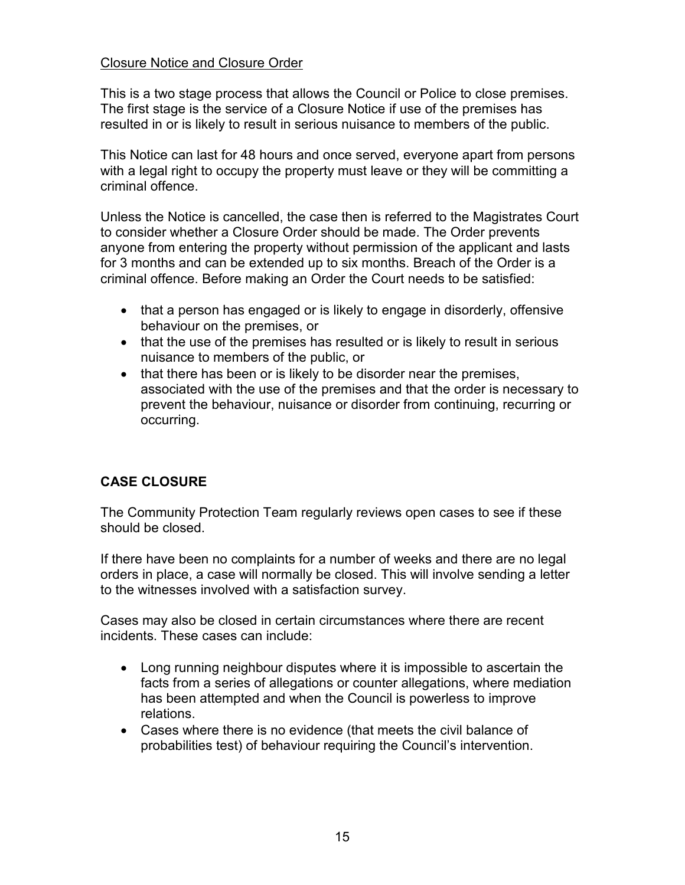Closure Notice and Closure Order

This is a two stage process that allows the Council or Police to close premises. The first stage is the service of a Closure Notice if use of the premises has resulted in or is likely to result in serious nuisance to members of the public.

This Notice can last for 48 hours and once served, everyone apart from persons with a legal right to occupy the property must leave or they will be committing a criminal offence.

Unless the Notice is cancelled, the case then is referred to the Magistrates Court to consider whether a Closure Order should be made. The Order prevents anyone from entering the property without permission of the applicant and lasts for 3 months and can be extended up to six months. Breach of the Order is a criminal offence. Before making an Order the Court needs to be satisfied:

- that a person has engaged or is likely to engage in disorderly, offensive behaviour on the premises, or
- that the use of the premises has resulted or is likely to result in serious nuisance to members of the public, or
- that there has been or is likely to be disorder near the premises, associated with the use of the premises and that the order is necessary to prevent the behaviour, nuisance or disorder from continuing, recurring or occurring.

## CASE CLOSURE

The Community Protection Team regularly reviews open cases to see if these should be closed.

If there have been no complaints for a number of weeks and there are no legal orders in place, a case will normally be closed. This will involve sending a letter to the witnesses involved with a satisfaction survey.

Cases may also be closed in certain circumstances where there are recent incidents. These cases can include:

- Long running neighbour disputes where it is impossible to ascertain the facts from a series of allegations or counter allegations, where mediation has been attempted and when the Council is powerless to improve relations.
- Cases where there is no evidence (that meets the civil balance of probabilities test) of behaviour requiring the Council's intervention.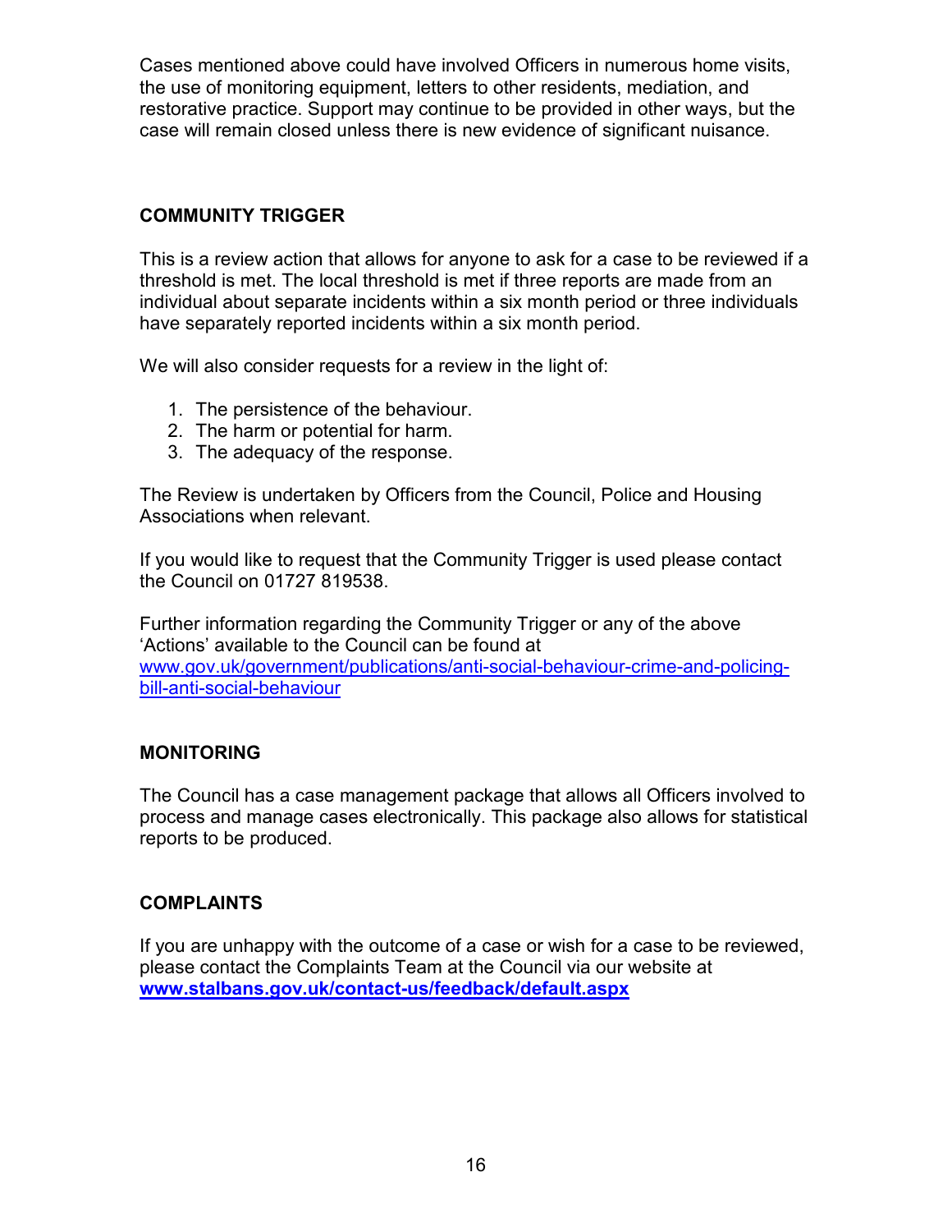Cases mentioned above could have involved Officers in numerous home visits, the use of monitoring equipment, letters to other residents, mediation, and restorative practice. Support may continue to be provided in other ways, but the case will remain closed unless there is new evidence of significant nuisance.

## COMMUNITY TRIGGER

This is a review action that allows for anyone to ask for a case to be reviewed if a threshold is met. The local threshold is met if three reports are made from an individual about separate incidents within a six month period or three individuals have separately reported incidents within a six month period.

We will also consider requests for a review in the light of:

1. The persistence of the behaviour.
2. The harm or potential for harm.
3. The adequacy of the response.

The Review is undertaken by Officers from the Council, Police and Housing Associations when relevant.

If you would like to request that the Community Trigger is used please contact the Council on 01727 819538.

Further information regarding the Community Trigger or any of the above 'Actions' available to the Council can be found at [www.gov.uk/government/publications/anti-social-behaviour-crime-and-policing-bill-anti-social-behaviour](www.gov.uk/government/publications/anti-social-behaviour-crime-and-policing-bill-anti-social-behaviour)

## MONITORING

The Council has a case management package that allows all Officers involved to process and manage cases electronically. This package also allows for statistical reports to be produced.

## COMPLAINTS

If you are unhappy with the outcome of a case or wish for a case to be reviewed, please contact the Complaints Team at the Council via our website at **[www.stalbans.gov.uk/contact-us/feedback/default.aspx](www.stalbans.gov.uk/contact-us/feedback/default.aspx)**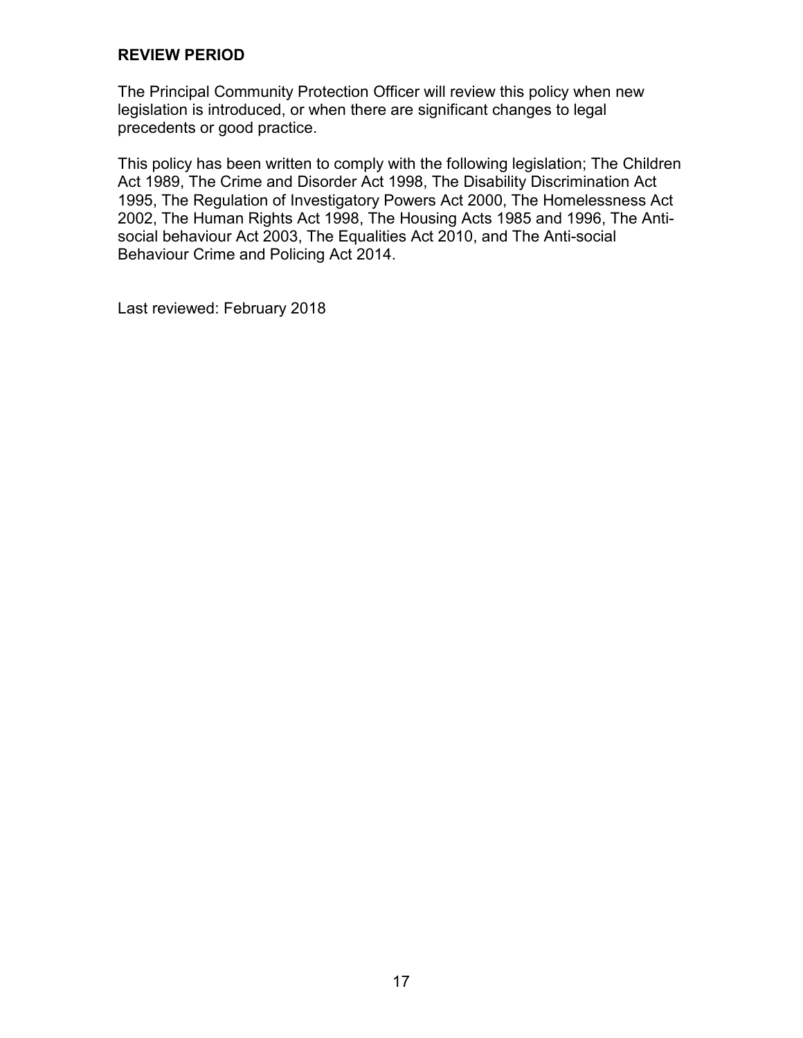## REVIEW PERIOD

The Principal Community Protection Officer will review this policy when new legislation is introduced, or when there are significant changes to legal precedents or good practice.

This policy has been written to comply with the following legislation; The Children Act 1989, The Crime and Disorder Act 1998, The Disability Discrimination Act 1995, The Regulation of Investigatory Powers Act 2000, The Homelessness Act 2002, The Human Rights Act 1998, The Housing Acts 1985 and 1996, The Anti-social behaviour Act 2003, The Equalities Act 2010, and The Anti-social Behaviour Crime and Policing Act 2014.

Last reviewed: February 2018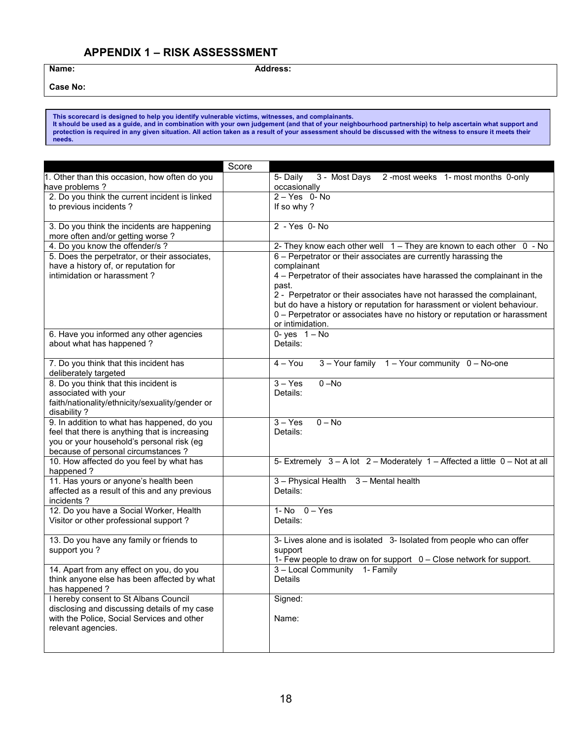## APPENDIX 1 – RISK ASSESSSMENT

| Name: | Address: |
|---|---|
| Case No: | |

**This scorecard is designed to help you identify vulnerable victims, witnesses, and complainants.**
**It should be used as a guide, and in combination with your own judgement (and that of your neighbourhood partnership) to help ascertain what support and protection is required in any given situation. All action taken as a result of your assessment should be discussed with the witness to ensure it meets their needs.**

| | Score | |
|---|---|---|
| 1. Other than this occasion, how often do you have problems ? | | 5- Daily 3 - Most Days 2 -most weeks 1- most months 0-only occasionally |
| 2. Do you think the current incident is linked to previous incidents ? | | 2 – Yes 0- No<br>If so why ? |
| 3. Do you think the incidents are happening more often and/or getting worse ? | | 2 - Yes 0- No |
| 4. Do you know the offender/s ? | | 2- They know each other well 1 – They are known to each other 0 - No |
| 5. Does the perpetrator, or their associates, have a history of, or reputation for intimidation or harassment ? | | 6 – Perpetrator or their associates are currently harassing the complainant<br>4 – Perpetrator of their associates have harassed the complainant in the past.<br>2 - Perpetrator or their associates have not harassed the complainant, but do have a history or reputation for harassment or violent behaviour.<br>0 – Perpetrator or associates have no history or reputation or harassment or intimidation. |
| 6. Have you informed any other agencies about what has happened ? | | 0- yes 1 – No<br>Details: |
| 7. Do you think that this incident has deliberately targeted | | 4 – You 3 – Your family 1 – Your community 0 – No-one |
| 8. Do you think that this incident is associated with your faith/nationality/ethnicity/sexuality/gender or disability ? | | 3 – Yes 0 –No<br>Details: |
| 9. In addition to what has happened, do you feel that there is anything that is increasing you or your household's personal risk (eg because of personal circumstances ? | | 3 – Yes 0 – No<br>Details: |
| 10. How affected do you feel by what has happened ? | | 5- Extremely 3 – A lot 2 – Moderately 1 – Affected a little 0 – Not at all |
| 11. Has yours or anyone's health been affected as a result of this and any previous incidents ? | | 3 – Physical Health 3 – Mental health<br>Details: |
| 12. Do you have a Social Worker, Health Visitor or other professional support ? | | 1- No 0 – Yes<br>Details: |
| 13. Do you have any family or friends to support you ? | | 3- Lives alone and is isolated 3- Isolated from people who can offer support<br>1- Few people to draw on for support 0 – Close network for support. |
| 14. Apart from any effect on you, do you think anyone else has been affected by what has happened ? | | 3 – Local Community 1- Family<br>Details |
| I hereby consent to St Albans Council disclosing and discussing details of my case with the Police, Social Services and other relevant agencies. | | Signed:<br><br>Name: |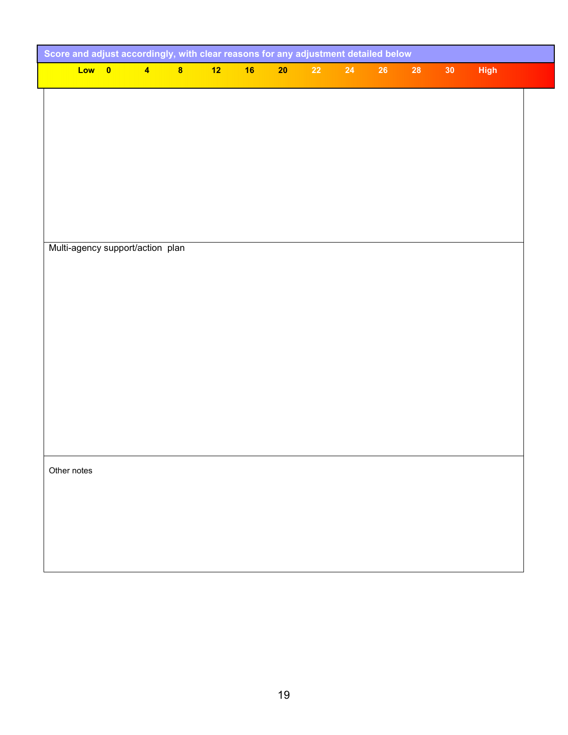| Score and adjust accordingly, with clear reasons for any adjustment detailed below | | | | | | | | | | | | |
|---|---|---|---|---|---|---|---|---|---|---|---|---|
| Low | 0 | 4 | 8 | 12 | 16 | 20 | 22 | 24 | 26 | 28 | 30 | High |

Multi-agency support/action plan

Other notes